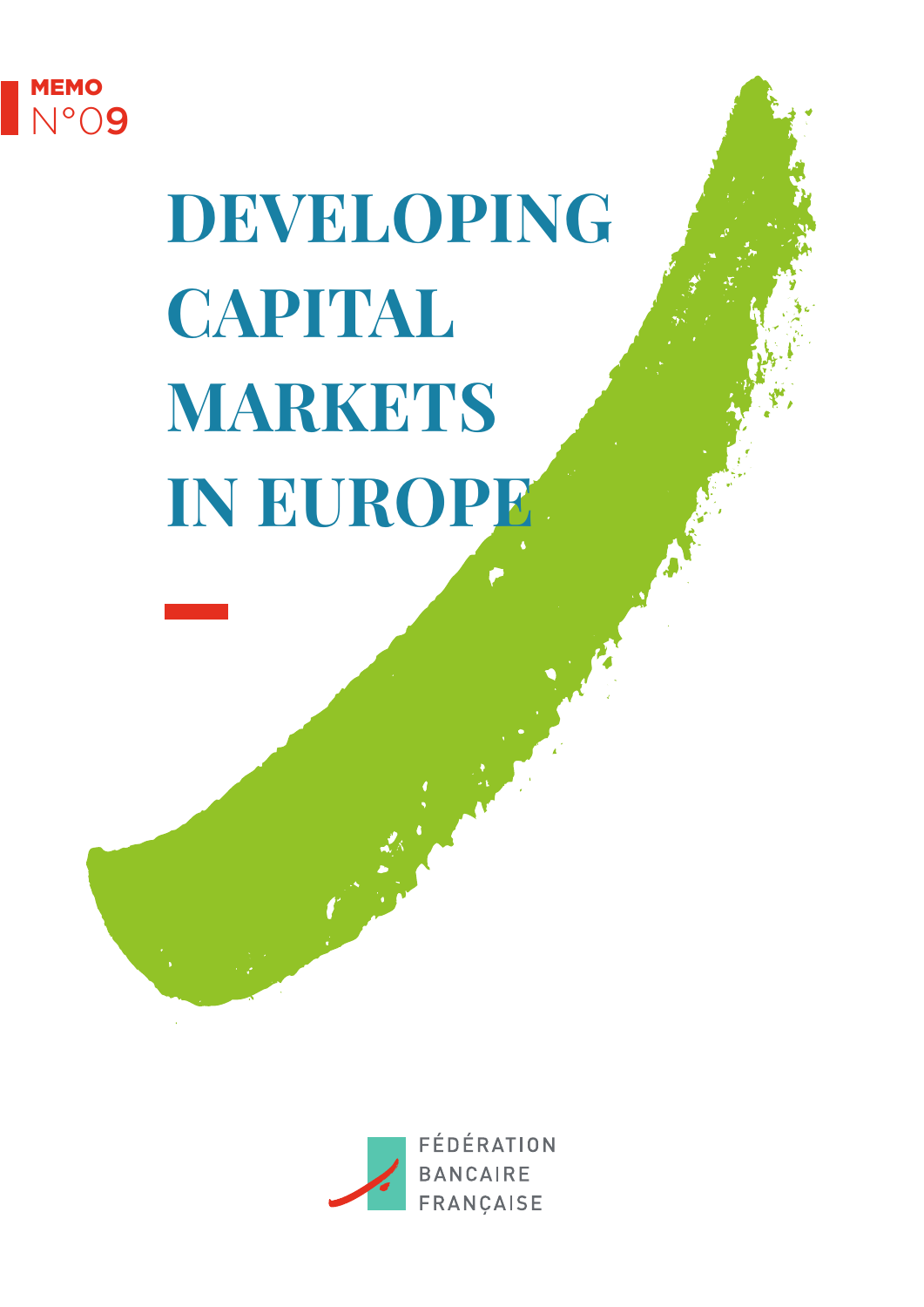MEMO
N°09

# DEVELOPING CAPITAL MARKETS IN EUROPE

FÉDÉRATION
BANCAIRE
FRANÇAISE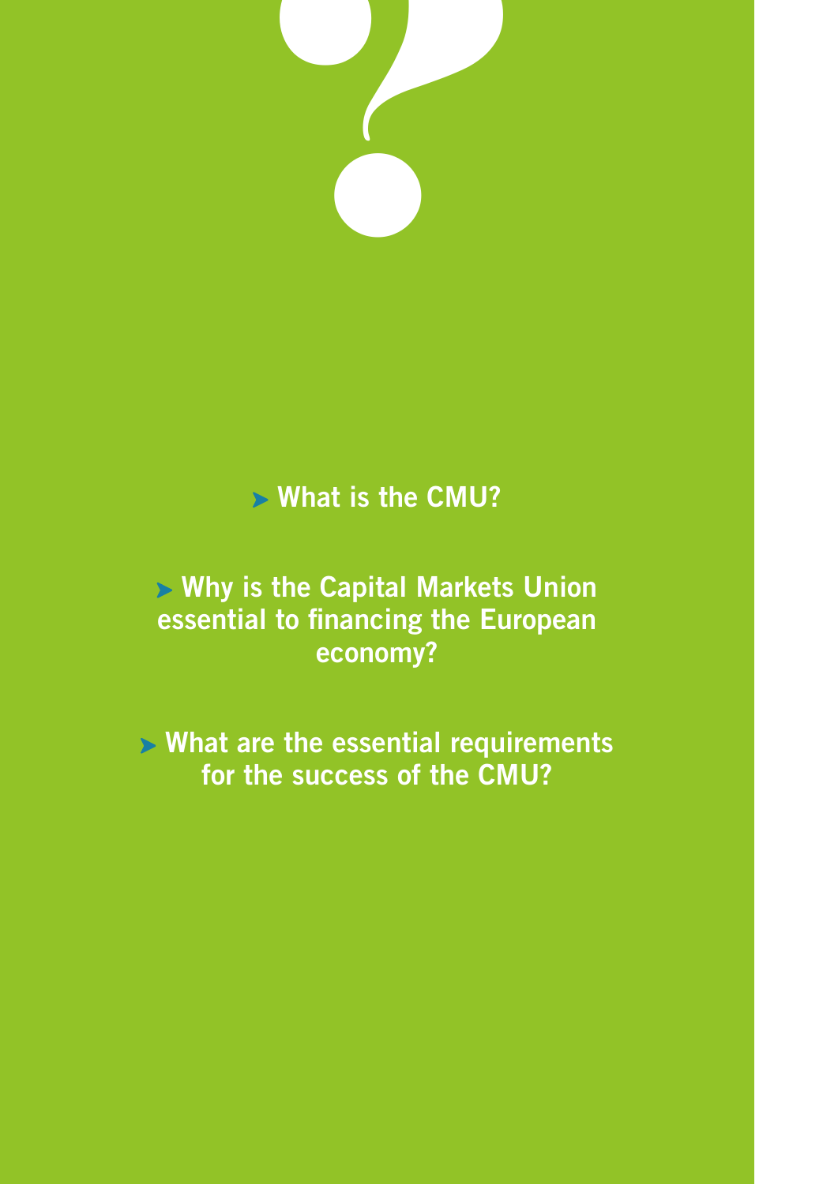- What is the CMU?

- Why is the Capital Markets Union essential to financing the European economy?

- What are the essential requirements for the success of the CMU?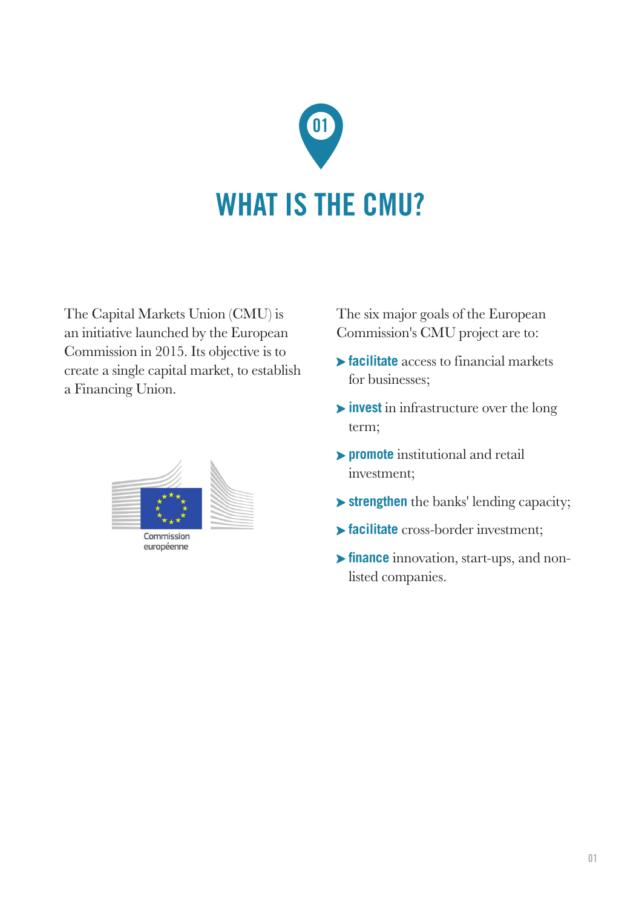01

# WHAT IS THE CMU?

The Capital Markets Union (CMU) is an initiative launched by the European Commission in 2015. Its objective is to create a single capital market, to establish a Financing Union.

Commission européenne

The six major goals of the European Commission's CMU project are to:

- **facilitate** access to financial markets for businesses;
- **invest** in infrastructure over the long term;
- **promote** institutional and retail investment;
- **strengthen** the banks' lending capacity;
- **facilitate** cross-border investment;
- **finance** innovation, start-ups, and non-listed companies.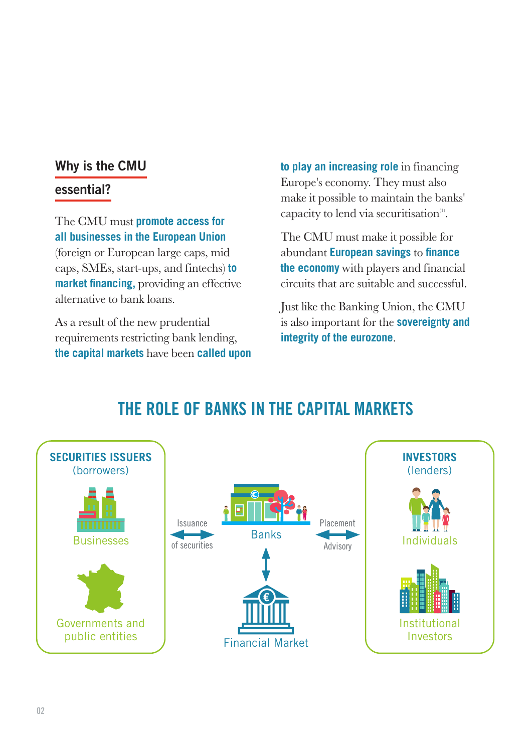## Why is the CMU essential?

The CMU must **promote access for all businesses in the European Union** (foreign or European large caps, mid caps, SMEs, start-ups, and fintechs) **to market financing,** providing an effective alternative to bank loans.

As a result of the new prudential requirements restricting bank lending, **the capital markets** have been **called upon to play an increasing role** in financing Europe's economy. They must also make it possible to maintain the banks' capacity to lend via securitisation[1].

The CMU must make it possible for abundant **European savings** to **finance the economy** with players and financial circuits that are suitable and successful.

Just like the Banking Union, the CMU is also important for the **sovereignty and integrity of the eurozone**.

## THE ROLE OF BANKS IN THE CAPITAL MARKETS

SECURITIES ISSUERS (borrowers)

Businesses

Governments and public entities

Issuance of securities

Banks

Financial Market

Placement

Advisory

INVESTORS (lenders)

Individuals

Institutional Investors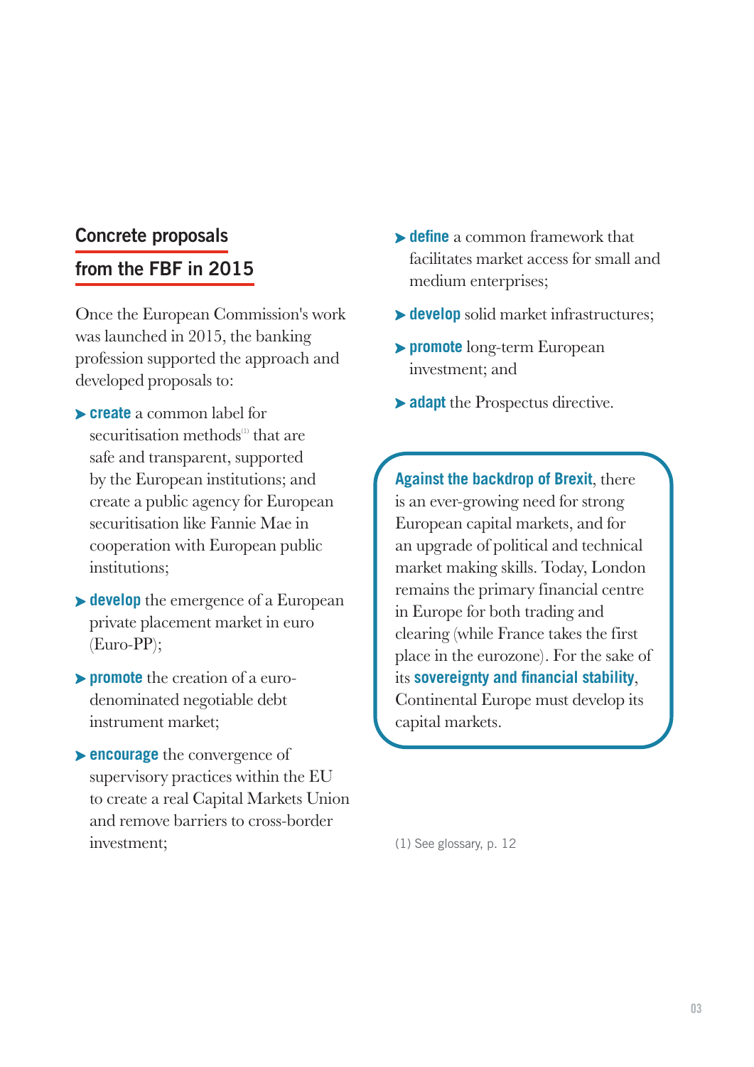## Concrete proposals from the FBF in 2015

Once the European Commission's work was launched in 2015, the banking profession supported the approach and developed proposals to:

- **create** a common label for securitisation methods[1] that are safe and transparent, supported by the European institutions; and create a public agency for European securitisation like Fannie Mae in cooperation with European public institutions;
- **develop** the emergence of a European private placement market in euro (Euro-PP);
- **promote** the creation of a euro-denominated negotiable debt instrument market;
- **encourage** the convergence of supervisory practices within the EU to create a real Capital Markets Union and remove barriers to cross-border investment;
- **define** a common framework that facilitates market access for small and medium enterprises;
- **develop** solid market infrastructures;
- **promote** long-term European investment; and
- **adapt** the Prospectus directive.

**Against the backdrop of Brexit**, there is an ever-growing need for strong European capital markets, and for an upgrade of political and technical market making skills. Today, London remains the primary financial centre in Europe for both trading and clearing (while France takes the first place in the eurozone). For the sake of its **sovereignty and financial stability**, Continental Europe must develop its capital markets.

(1) See glossary, p. 12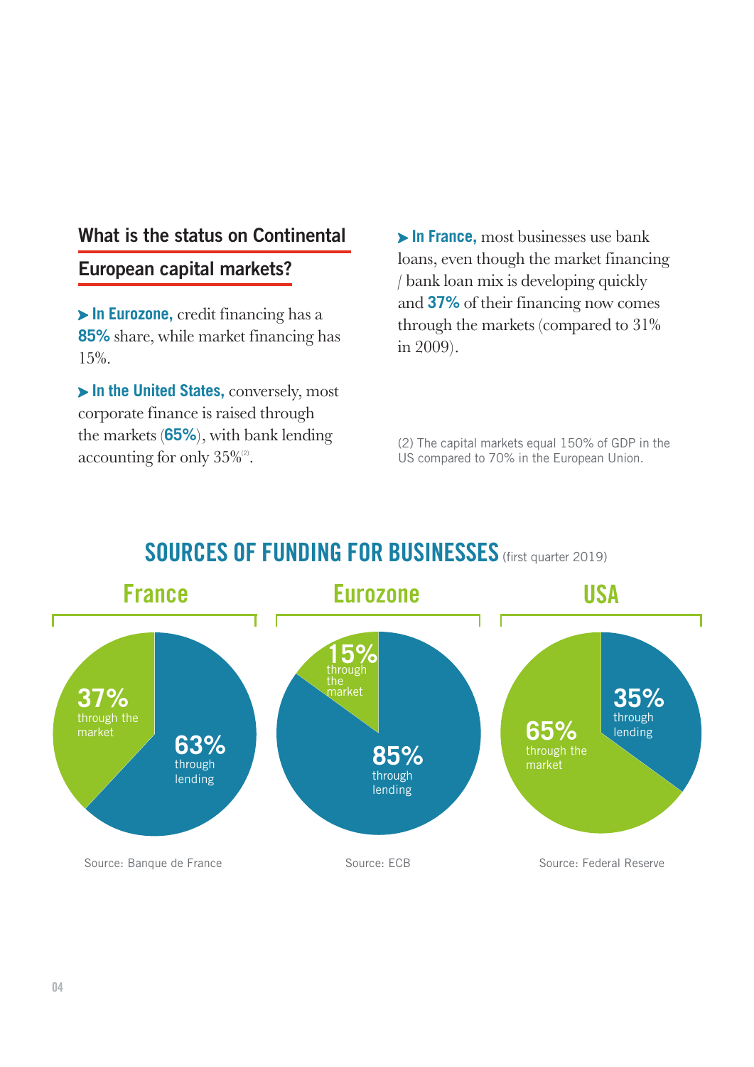## What is the status on Continental European capital markets?

➤ **In Eurozone,** credit financing has a **85%** share, while market financing has 15%.

➤ **In the United States,** conversely, most corporate finance is raised through the markets (**65%**), with bank lending accounting for only 35%[2].

➤ **In France,** most businesses use bank loans, even though the market financing / bank loan mix is developing quickly and **37%** of their financing now comes through the markets (compared to 31% in 2009).

(2) The capital markets equal 150% of GDP in the US compared to 70% in the European Union.

## SOURCES OF FUNDING FOR BUSINESSES (first quarter 2019)

**France**

37% through the market

63% through lending

Source: Banque de France

**Eurozone**

15% through the market

85% through lending

Source: ECB

**USA**

65% through the market

35% through lending

Source: Federal Reserve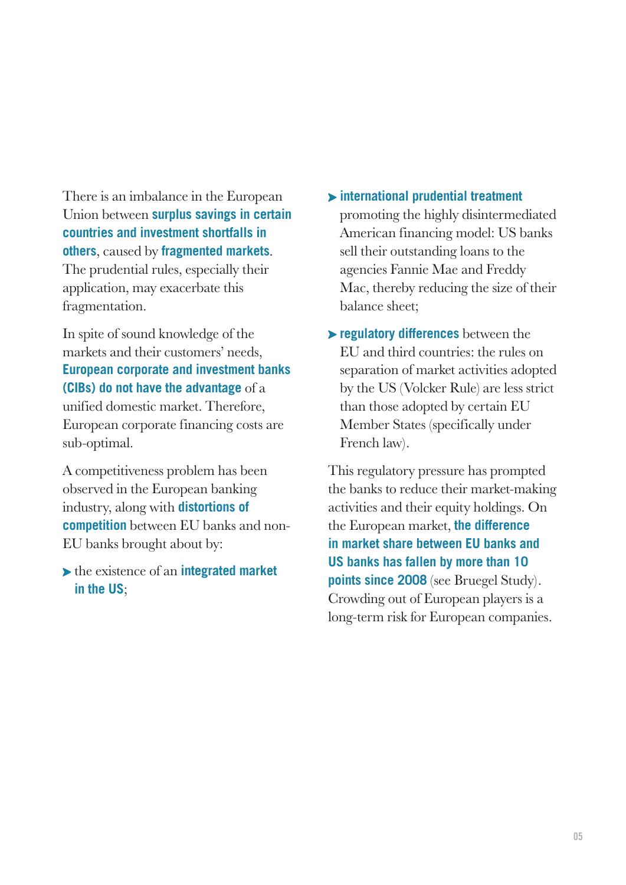There is an imbalance in the European Union between **surplus savings in certain countries and investment shortfalls in others**, caused by **fragmented markets**. The prudential rules, especially their application, may exacerbate this fragmentation.

In spite of sound knowledge of the markets and their customers' needs, **European corporate and investment banks (CIBs) do not have the advantage** of a unified domestic market. Therefore, European corporate financing costs are sub-optimal.

A competitiveness problem has been observed in the European banking industry, along with **distortions of competition** between EU banks and non-EU banks brought about by:

- the existence of an **integrated market in the US**;
- **international prudential treatment** promoting the highly disintermediated American financing model: US banks sell their outstanding loans to the agencies Fannie Mae and Freddy Mac, thereby reducing the size of their balance sheet;
- **regulatory differences** between the EU and third countries: the rules on separation of market activities adopted by the US (Volcker Rule) are less strict than those adopted by certain EU Member States (specifically under French law).

This regulatory pressure has prompted the banks to reduce their market-making activities and their equity holdings. On the European market, **the difference in market share between EU banks and US banks has fallen by more than 10 points since 2008** (see Bruegel Study). Crowding out of European players is a long-term risk for European companies.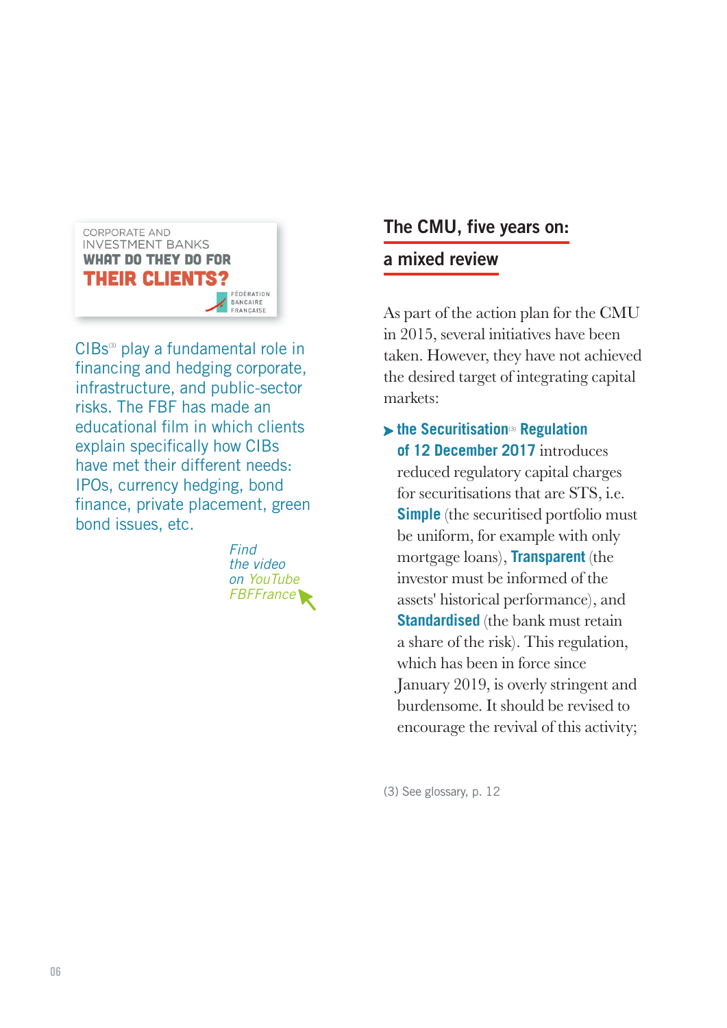CORPORATE AND INVESTMENT BANKS
**WHAT DO THEY DO FOR THEIR CLIENTS?**

FÉDÉRATION BANCAIRE FRANÇAISE

CIBs[3] play a fundamental role in financing and hedging corporate, infrastructure, and public-sector risks. The FBF has made an educational film in which clients explain specifically how CIBs have met their different needs: IPOs, currency hedging, bond finance, private placement, green bond issues, etc.

*Find the video on YouTube FBFFrance*

## The CMU, five years on: a mixed review

As part of the action plan for the CMU in 2015, several initiatives have been taken. However, they have not achieved the desired target of integrating capital markets:

- **the Securitisation[3] Regulation of 12 December 2017** introduces reduced regulatory capital charges for securitisations that are STS, i.e. **Simple** (the securitised portfolio must be uniform, for example with only mortgage loans), **Transparent** (the investor must be informed of the assets' historical performance), and **Standardised** (the bank must retain a share of the risk). This regulation, which has been in force since January 2019, is overly stringent and burdensome. It should be revised to encourage the revival of this activity;

(3) See glossary, p. 12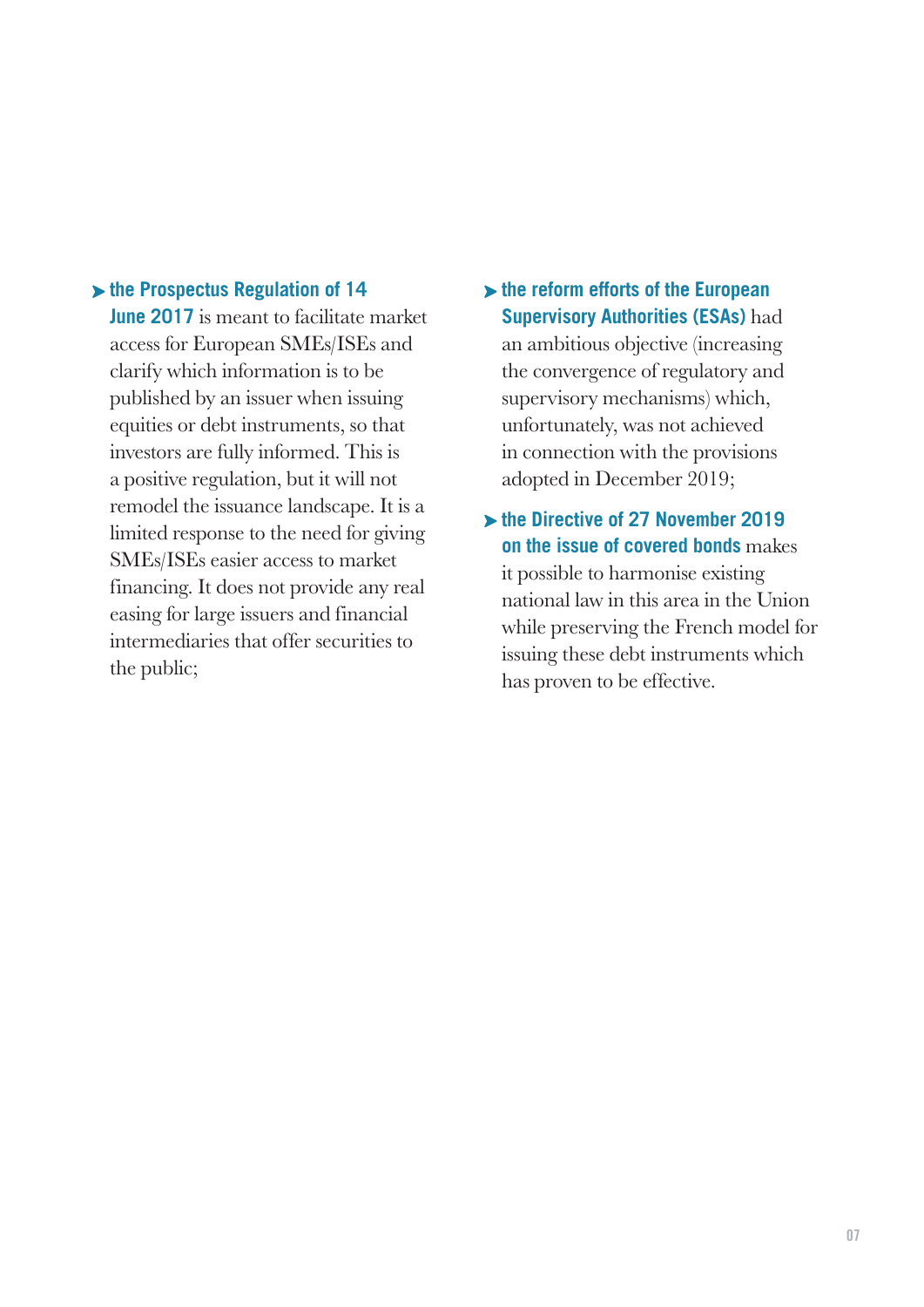- **the Prospectus Regulation of 14 June 2017** is meant to facilitate market access for European SMEs/ISEs and clarify which information is to be published by an issuer when issuing equities or debt instruments, so that investors are fully informed. This is a positive regulation, but it will not remodel the issuance landscape. It is a limited response to the need for giving SMEs/ISEs easier access to market financing. It does not provide any real easing for large issuers and financial intermediaries that offer securities to the public;
- **the reform efforts of the European Supervisory Authorities (ESAs)** had an ambitious objective (increasing the convergence of regulatory and supervisory mechanisms) which, unfortunately, was not achieved in connection with the provisions adopted in December 2019;
- **the Directive of 27 November 2019 on the issue of covered bonds** makes it possible to harmonise existing national law in this area in the Union while preserving the French model for issuing these debt instruments which has proven to be effective.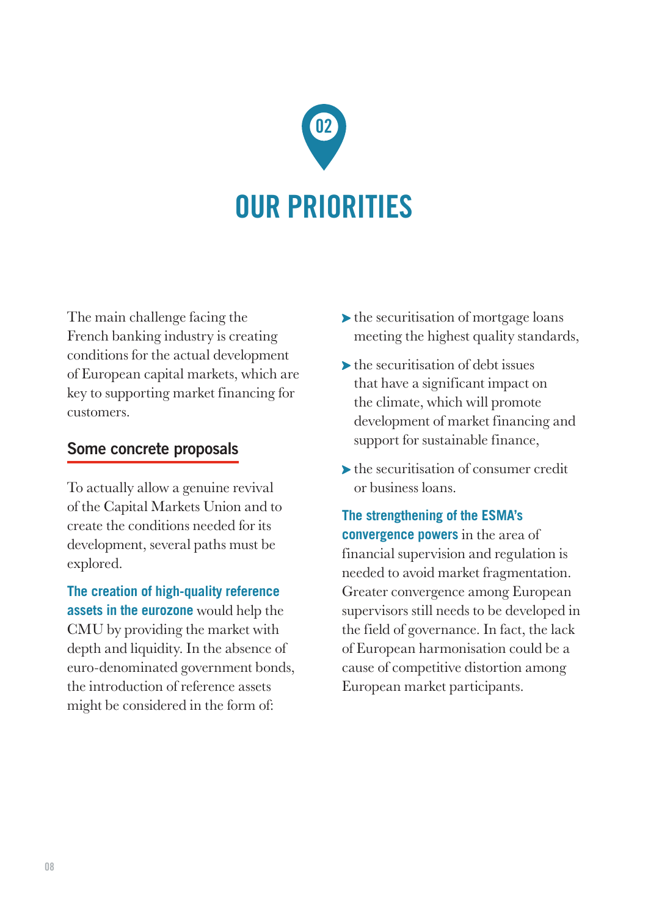02

# OUR PRIORITIES

The main challenge facing the French banking industry is creating conditions for the actual development of European capital markets, which are key to supporting market financing for customers.

## Some concrete proposals

To actually allow a genuine revival of the Capital Markets Union and to create the conditions needed for its development, several paths must be explored.

**The creation of high-quality reference assets in the eurozone** would help the CMU by providing the market with depth and liquidity. In the absence of euro-denominated government bonds, the introduction of reference assets might be considered in the form of:

- the securitisation of mortgage loans meeting the highest quality standards,
- the securitisation of debt issues that have a significant impact on the climate, which will promote development of market financing and support for sustainable finance,
- the securitisation of consumer credit or business loans.

**The strengthening of the ESMA's convergence powers** in the area of financial supervision and regulation is needed to avoid market fragmentation. Greater convergence among European supervisors still needs to be developed in the field of governance. In fact, the lack of European harmonisation could be a cause of competitive distortion among European market participants.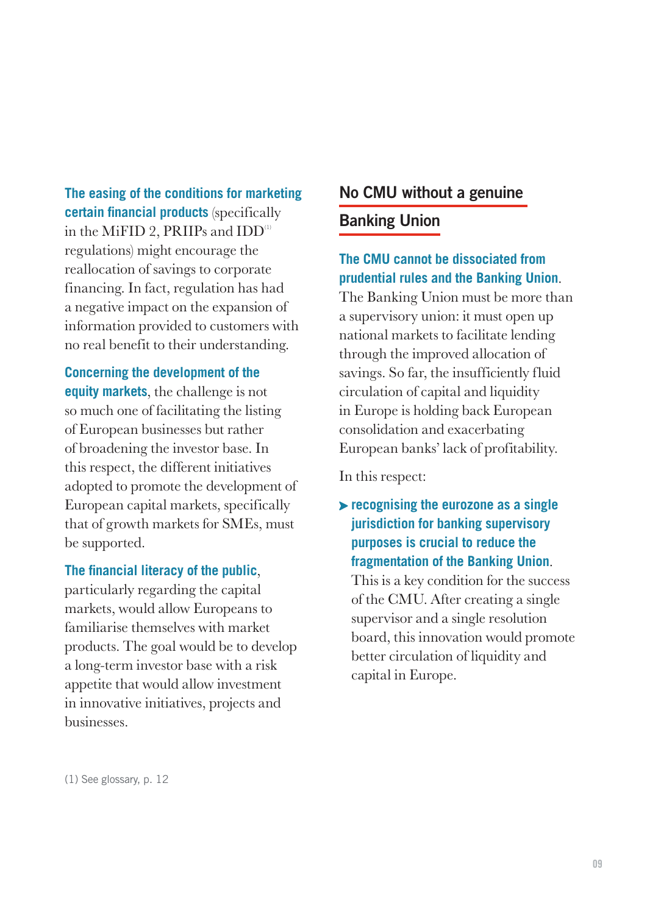**The easing of the conditions for marketing certain financial products** (specifically in the MiFID 2, PRIIPs and IDD[1] regulations) might encourage the reallocation of savings to corporate financing. In fact, regulation has had a negative impact on the expansion of information provided to customers with no real benefit to their understanding.

**Concerning the development of the equity markets**, the challenge is not so much one of facilitating the listing of European businesses but rather of broadening the investor base. In this respect, the different initiatives adopted to promote the development of European capital markets, specifically that of growth markets for SMEs, must be supported.

**The financial literacy of the public**, particularly regarding the capital markets, would allow Europeans to familiarise themselves with market products. The goal would be to develop a long-term investor base with a risk appetite that would allow investment in innovative initiatives, projects and businesses.

## No CMU without a genuine Banking Union

**The CMU cannot be dissociated from prudential rules and the Banking Union.** The Banking Union must be more than a supervisory union: it must open up national markets to facilitate lending through the improved allocation of savings. So far, the insufficiently fluid circulation of capital and liquidity in Europe is holding back European consolidation and exacerbating European banks' lack of profitability.

In this respect:

- **recognising the eurozone as a single jurisdiction for banking supervisory purposes is crucial to reduce the fragmentation of the Banking Union.** This is a key condition for the success of the CMU. After creating a single supervisor and a single resolution board, this innovation would promote better circulation of liquidity and capital in Europe.

(1) See glossary, p. 12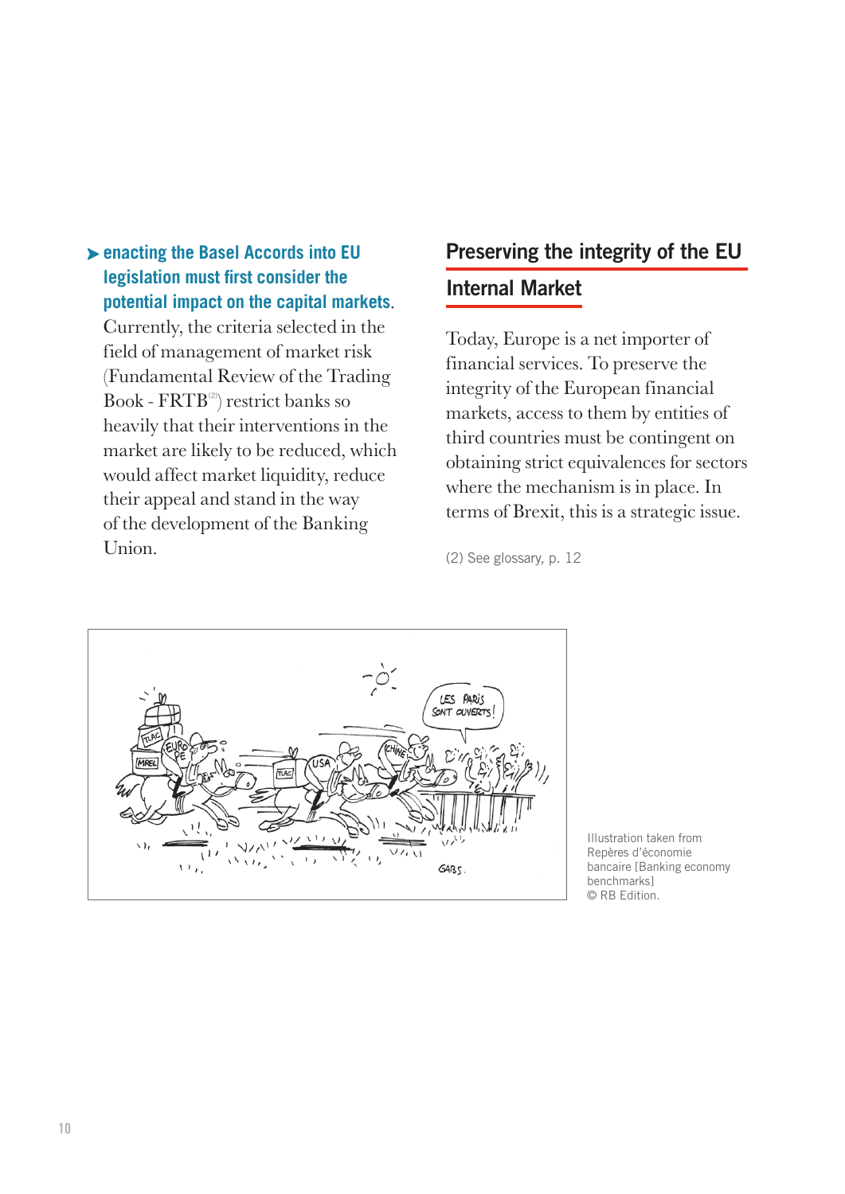- **enacting the Basel Accords into EU legislation must first consider the potential impact on the capital markets**. Currently, the criteria selected in the field of management of market risk (Fundamental Review of the Trading Book - FRTB[(2)]) restrict banks so heavily that their interventions in the market are likely to be reduced, which would affect market liquidity, reduce their appeal and stand in the way of the development of the Banking Union.

## Preserving the integrity of the EU Internal Market

Today, Europe is a net importer of financial services. To preserve the integrity of the European financial markets, access to them by entities of third countries must be contingent on obtaining strict equivalences for sectors where the mechanism is in place. In terms of Brexit, this is a strategic issue.

(2) See glossary, p. 12

Illustration taken from Repères d'économie bancaire [Banking economy benchmarks] © RB Edition.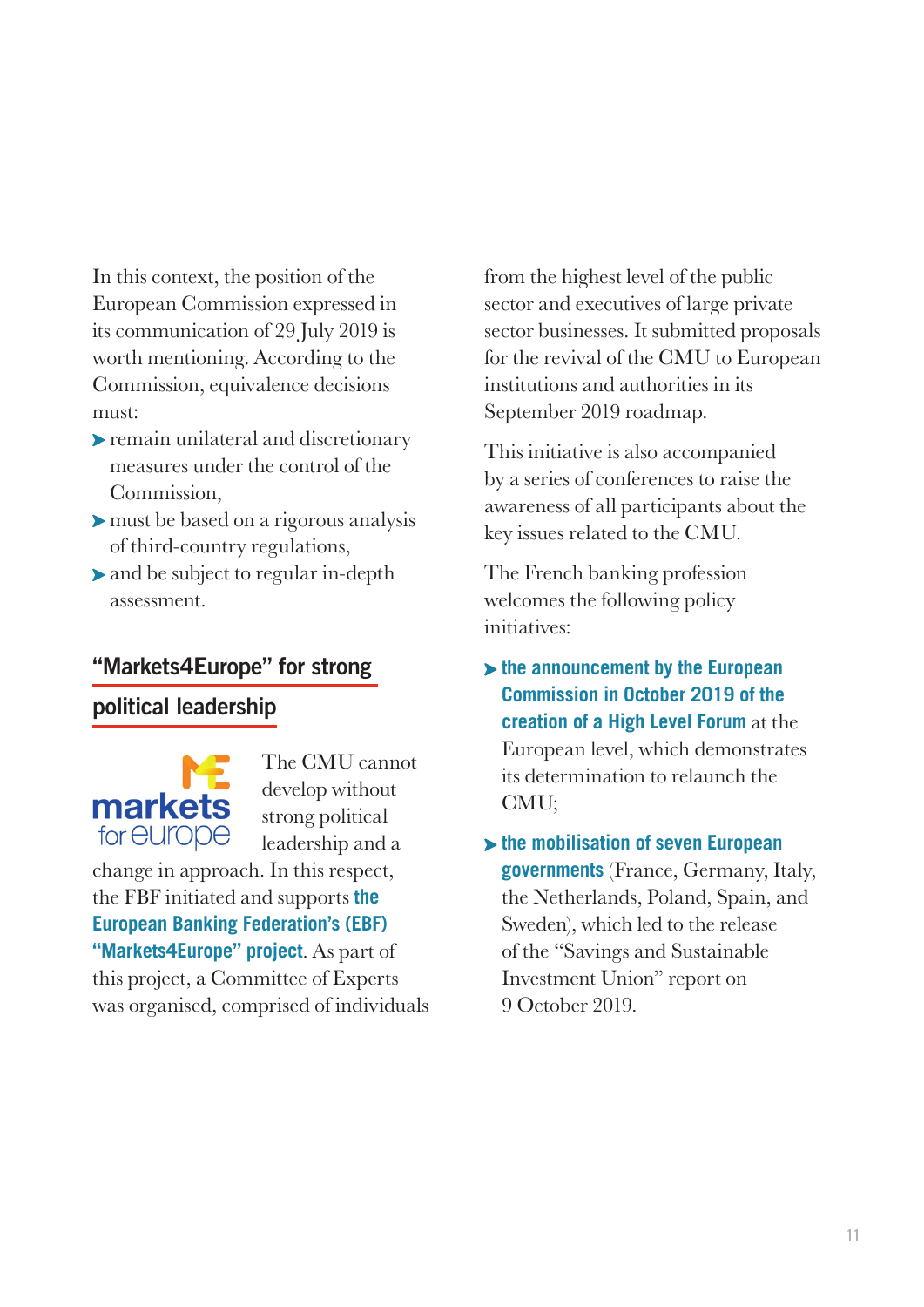In this context, the position of the European Commission expressed in its communication of 29 July 2019 is worth mentioning. According to the Commission, equivalence decisions must:

- remain unilateral and discretionary measures under the control of the Commission,
- must be based on a rigorous analysis of third-country regulations,
- and be subject to regular in-depth assessment.

## "Markets4Europe" for strong political leadership

The CMU cannot develop without strong political leadership and a change in approach. In this respect, the FBF initiated and supports **the European Banking Federation's (EBF) "Markets4Europe" project**. As part of this project, a Committee of Experts was organised, comprised of individuals from the highest level of the public sector and executives of large private sector businesses. It submitted proposals for the revival of the CMU to European institutions and authorities in its September 2019 roadmap.

This initiative is also accompanied by a series of conferences to raise the awareness of all participants about the key issues related to the CMU.

The French banking profession welcomes the following policy initiatives:

- **the announcement by the European Commission in October 2019 of the creation of a High Level Forum** at the European level, which demonstrates its determination to relaunch the CMU;
- **the mobilisation of seven European governments** (France, Germany, Italy, the Netherlands, Poland, Spain, and Sweden), which led to the release of the "Savings and Sustainable Investment Union" report on 9 October 2019.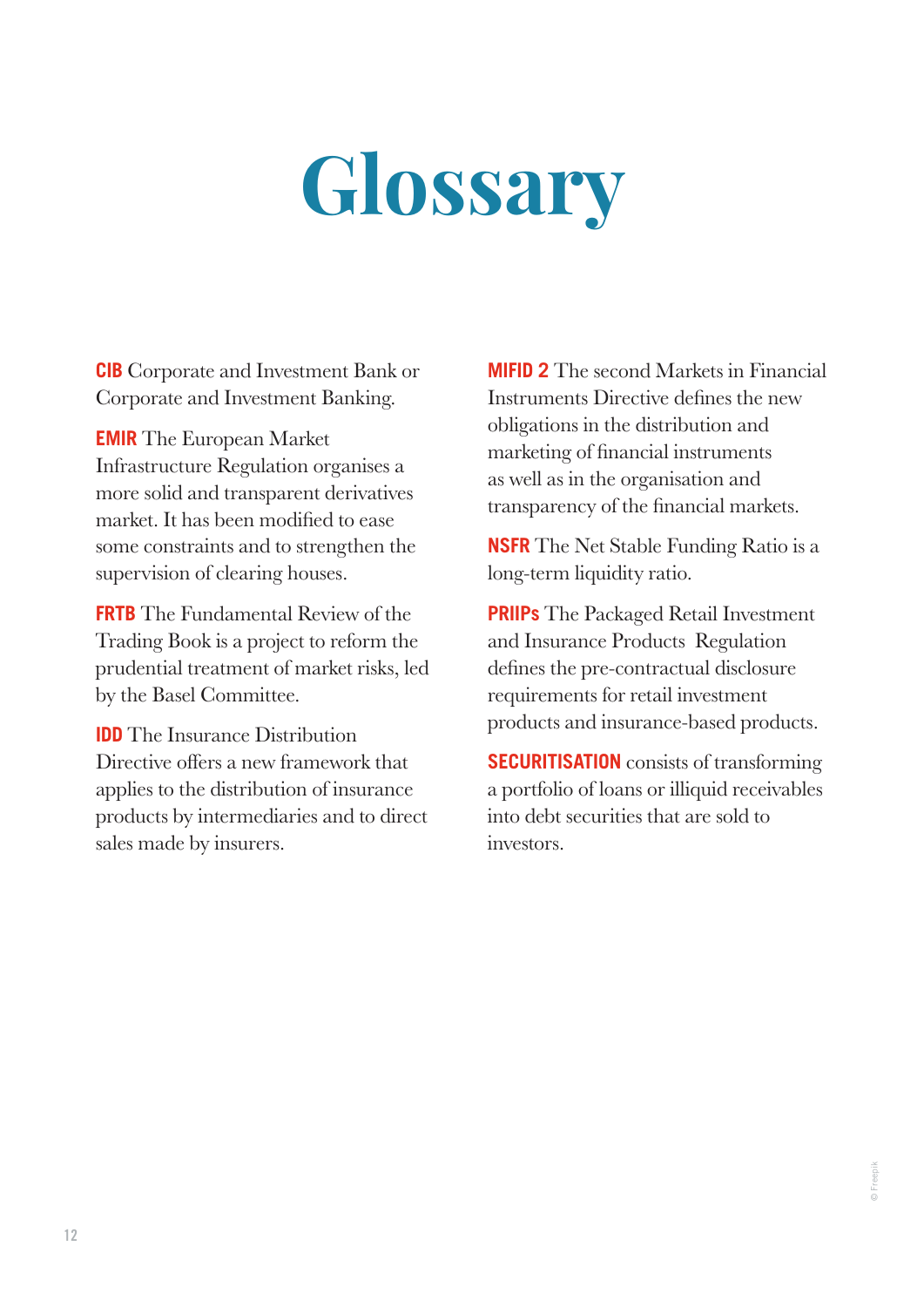# Glossary

**CIB** Corporate and Investment Bank or Corporate and Investment Banking.

**EMIR** The European Market Infrastructure Regulation organises a more solid and transparent derivatives market. It has been modified to ease some constraints and to strengthen the supervision of clearing houses.

**FRTB** The Fundamental Review of the Trading Book is a project to reform the prudential treatment of market risks, led by the Basel Committee.

**IDD** The Insurance Distribution Directive offers a new framework that applies to the distribution of insurance products by intermediaries and to direct sales made by insurers.

**MIFID 2** The second Markets in Financial Instruments Directive defines the new obligations in the distribution and marketing of financial instruments as well as in the organisation and transparency of the financial markets.

**NSFR** The Net Stable Funding Ratio is a long-term liquidity ratio.

**PRIIPs** The Packaged Retail Investment and Insurance Products Regulation defines the pre-contractual disclosure requirements for retail investment products and insurance-based products.

**SECURITISATION** consists of transforming a portfolio of loans or illiquid receivables into debt securities that are sold to investors.

© Freepik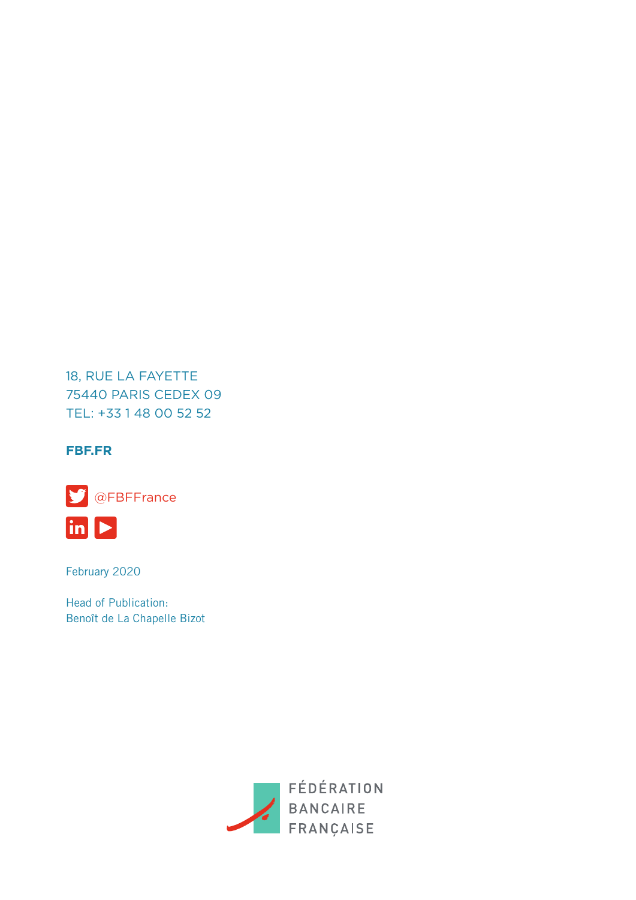18, RUE LA FAYETTE
75440 PARIS CEDEX 09
TEL: +33 1 48 00 52 52

**FBF.FR**

@FBFFrance

February 2020

Head of Publication:
Benoît de La Chapelle Bizot

FÉDÉRATION
BANCAIRE
FRANÇAISE